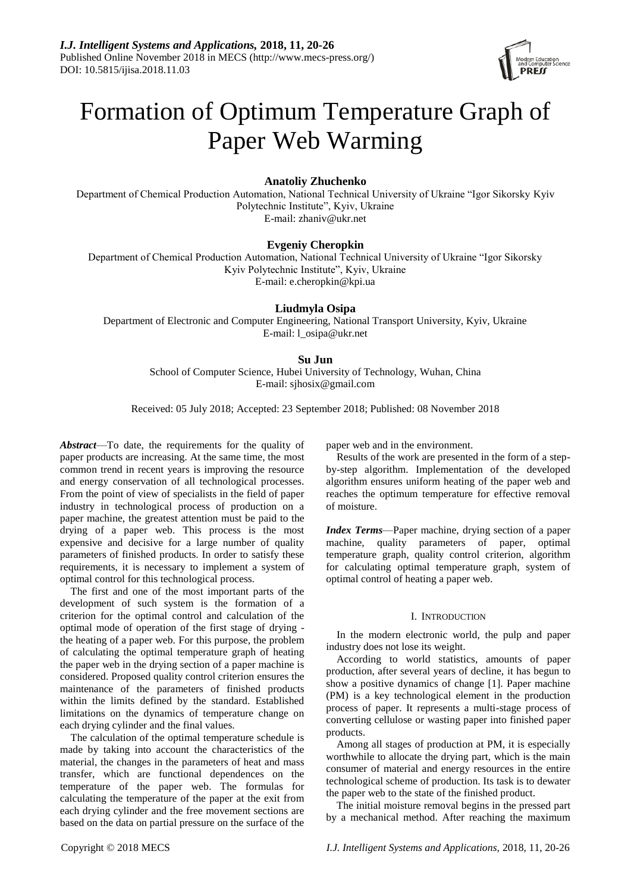# Formation of Optimum Temperature Graph of Paper Web Warming

**Anatoliy Zhuchenko**

Department of Chemical Production Automation, National Technical University of Ukraine "Igor Sikorsky Kyiv Polytechnic Institute", Kyiv, Ukraine

E-mail: zhaniv@ukr.net

**Evgeniy Cheropkin**

Department of Chemical Production Automation, National Technical University of Ukraine "Igor Sikorsky Kyiv Polytechnic Institute", Kyiv, Ukraine

E-mail: e.cheropkin@kpi.ua

**Liudmyla Osipa**

Department of Electronic and Computer Engineering, National Transport University, Kyiv, Ukraine

E-mail: l_osipa@ukr.net

**Su Jun**

School of Computer Science, Hubei University of Technology, Wuhan, China

E-mail: sjhosix@gmail.com

Received: 05 July 2018; Accepted: 23 September 2018; Published: 08 November 2018

***Abstract***—To date, the requirements for the quality of paper products are increasing. At the same time, the most common trend in recent years is improving the resource and energy conservation of all technological processes. From the point of view of specialists in the field of paper industry in technological process of production on a paper machine, the greatest attention must be paid to the drying of a paper web. This process is the most expensive and decisive for a large number of quality parameters of finished products. In order to satisfy these requirements, it is necessary to implement a system of optimal control for this technological process.

The first and one of the most important parts of the development of such system is the formation of a criterion for the optimal control and calculation of the optimal mode of operation of the first stage of drying - the heating of a paper web. For this purpose, the problem of calculating the optimal temperature graph of heating the paper web in the drying section of a paper machine is considered. Proposed quality control criterion ensures the maintenance of the parameters of finished products within the limits defined by the standard. Established limitations on the dynamics of temperature change on each drying cylinder and the final values.

The calculation of the optimal temperature schedule is made by taking into account the characteristics of the material, the changes in the parameters of heat and mass transfer, which are functional dependences on the temperature of the paper web. The formulas for calculating the temperature of the paper at the exit from each drying cylinder and the free movement sections are based on the data on partial pressure on the surface of the paper web and in the environment.

Results of the work are presented in the form of a step-by-step algorithm. Implementation of the developed algorithm ensures uniform heating of the paper web and reaches the optimum temperature for effective removal of moisture.

***Index Terms***—Paper machine, drying section of a paper machine, quality parameters of paper, optimal temperature graph, quality control criterion, algorithm for calculating optimal temperature graph, system of optimal control of heating a paper web.

## I. Introduction

In the modern electronic world, the pulp and paper industry does not lose its weight.

According to world statistics, amounts of paper production, after several years of decline, it has begun to show a positive dynamics of change [1]. Paper machine (PM) is a key technological element in the production process of paper. It represents a multi-stage process of converting cellulose or wasting paper into finished paper products.

Among all stages of production at PM, it is especially worthwhile to allocate the drying part, which is the main consumer of material and energy resources in the entire technological scheme of production. Its task is to dewater the paper web to the state of the finished product.

The initial moisture removal begins in the pressed part by a mechanical method. After reaching the maximum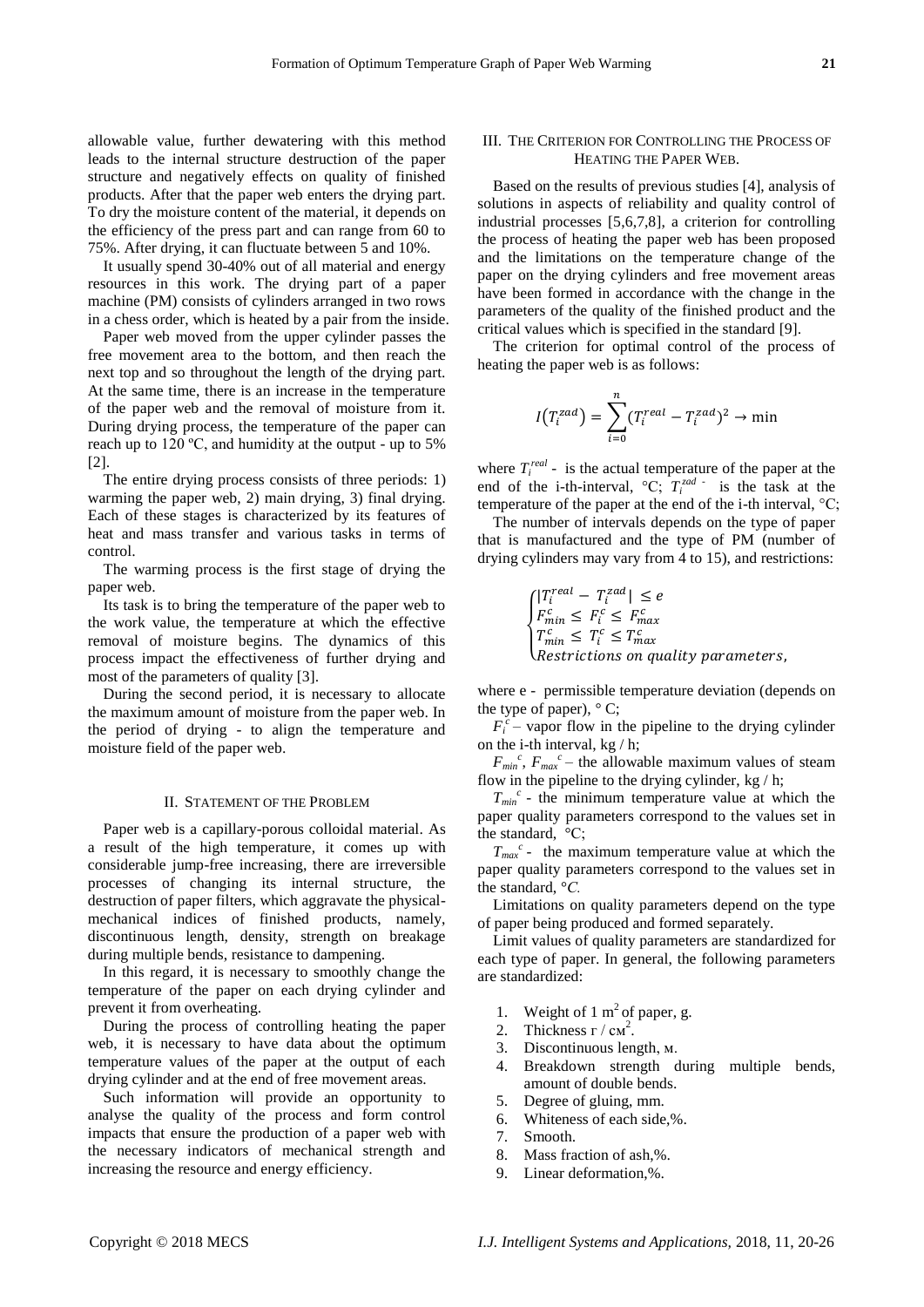allowable value, further dewatering with this method leads to the internal structure destruction of the paper structure and negatively effects on quality of finished products. After that the paper web enters the drying part. To dry the moisture content of the material, it depends on the efficiency of the press part and can range from 60 to 75%. After drying, it can fluctuate between 5 and 10%.

It usually spend 30-40% out of all material and energy resources in this work. The drying part of a paper machine (PM) consists of cylinders arranged in two rows in a chess order, which is heated by a pair from the inside.

Paper web moved from the upper cylinder passes the free movement area to the bottom, and then reach the next top and so throughout the length of the drying part. At the same time, there is an increase in the temperature of the paper web and the removal of moisture from it. During drying process, the temperature of the paper can reach up to 120 ºC, and humidity at the output - up to 5% [2].

The entire drying process consists of three periods: 1) warming the paper web, 2) main drying, 3) final drying. Each of these stages is characterized by its features of heat and mass transfer and various tasks in terms of control.

The warming process is the first stage of drying the paper web.

Its task is to bring the temperature of the paper web to the work value, the temperature at which the effective removal of moisture begins. The dynamics of this process impact the effectiveness of further drying and most of the parameters of quality [3].

During the second period, it is necessary to allocate the maximum amount of moisture from the paper web. In the period of drying - to align the temperature and moisture field of the paper web.

## II. Statement of the Problem

Paper web is a capillary-porous colloidal material. As a result of the high temperature, it comes up with considerable jump-free increasing, there are irreversible processes of changing its internal structure, the destruction of paper filters, which aggravate the physical-mechanical indices of finished products, namely, discontinuous length, density, strength on breakage during multiple bends, resistance to dampening.

In this regard, it is necessary to smoothly change the temperature of the paper on each drying cylinder and prevent it from overheating.

During the process of controlling heating the paper web, it is necessary to have data about the optimum temperature values of the paper at the output of each drying cylinder and at the end of free movement areas.

Such information will provide an opportunity to analyse the quality of the process and form control impacts that ensure the production of a paper web with the necessary indicators of mechanical strength and increasing the resource and energy efficiency.

## III. The Criterion for Controlling the Process of Heating the Paper Web.

Based on the results of previous studies [4], analysis of solutions in aspects of reliability and quality control of industrial processes [5,6,7,8], a criterion for controlling the process of heating the paper web has been proposed and the limitations on the temperature change of the paper on the drying cylinders and free movement areas have been formed in accordance with the change in the parameters of the quality of the finished product and the critical values which is specified in the standard [9].

The criterion for optimal control of the process of heating the paper web is as follows:

$$I(T_i^{zad}) = \sum_{i=0}^{n} (T_i^{real} - T_i^{zad})^2 \to \min$$

where $T_i^{real}$ - is the actual temperature of the paper at the end of the i-th-interval, °C; $T_i^{zad}$ - is the task at the temperature of the paper at the end of the i-th interval, °C;

The number of intervals depends on the type of paper that is manufactured and the type of PM (number of drying cylinders may vary from 4 to 15), and restrictions:

$$\begin{cases} |T_i^{real} - T_i^{zad}| \le e \\ F_{min}^c \le F_i^c \le F_{max}^c \\ T_{min}^c \le T_i^c \le T_{max}^c \\ \text{Restrictions on quality parameters,} \end{cases}$$

where e - permissible temperature deviation (depends on the type of paper), ° C;

$F_i^c$ – vapor flow in the pipeline to the drying cylinder on the i-th interval, kg / h;

$F_{min}^c$, $F_{max}^c$ – the allowable maximum values of steam flow in the pipeline to the drying cylinder, kg / h;

$T_{min}^c$ - the minimum temperature value at which the paper quality parameters correspond to the values set in the standard, °C;

$T_{max}^c$ - the maximum temperature value at which the paper quality parameters correspond to the values set in the standard, °*C*.

Limitations on quality parameters depend on the type of paper being produced and formed separately.

Limit values of quality parameters are standardized for each type of paper. In general, the following parameters are standardized:

1. Weight of 1 m$^2$ of paper, g.
2. Thickness г / см$^2$.
3. Discontinuous length, м.
4. Breakdown strength during multiple bends, amount of double bends.
5. Degree of gluing, mm.
6. Whiteness of each side,%.
7. Smooth.
8. Mass fraction of ash,%.
9. Linear deformation,%.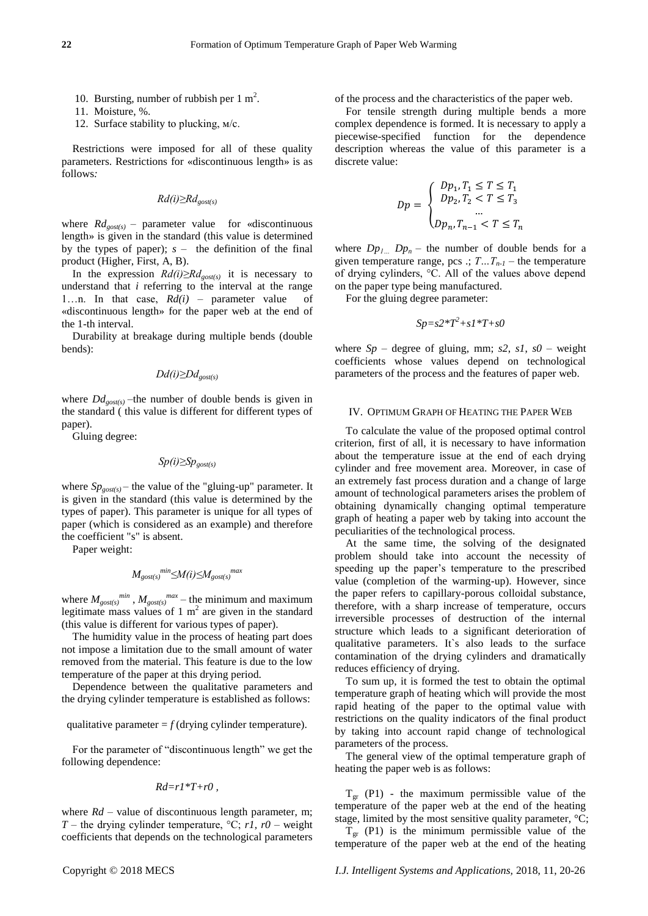10. Bursting, number of rubbish per 1 $m^2$.
11. Moisture, %.
12. Surface stability to plucking, м/с.

Restrictions were imposed for all of these quality parameters. Restrictions for «discontinuous length» is as follows:

$$Rd(i) \geq Rd_{gost(s)}$$

where $Rd_{gost(s)}$ – parameter value for «discontinuous length» is given in the standard (this value is determined by the types of paper); $s$ – the definition of the final product (Higher, First, A, B).

In the expression $Rd(i) \geq Rd_{gost(s)}$ it is necessary to understand that $i$ referring to the interval at the range 1…n. In that case, $Rd(i)$ – parameter value of «discontinuous length» for the paper web at the end of the 1-th interval.

Durability at breakage during multiple bends (double bends):

$$Dd(i) \geq Dd_{gost(s)}$$

where $Dd_{gost(s)}$ –the number of double bends is given in the standard ( this value is different for different types of paper).

Gluing degree:

$$Sp(i) \geq Sp_{gost(s)}$$

where $Sp_{gost(s)}$ – the value of the "gluing-up" parameter. It is given in the standard (this value is determined by the types of paper). This parameter is unique for all types of paper (which is considered as an example) and therefore the coefficient "s" is absent.

Paper weight:

$$M_{gost(s)}^{min} \leq M(i) \leq M_{gost(s)}^{max}$$

where $M_{gost(s)}^{min}$, $M_{gost(s)}^{max}$ – the minimum and maximum legitimate mass values of 1 $m^2$ are given in the standard (this value is different for various types of paper).

The humidity value in the process of heating part does not impose a limitation due to the small amount of water removed from the material. This feature is due to the low temperature of the paper at this drying period.

Dependence between the qualitative parameters and the drying cylinder temperature is established as follows:

qualitative parameter = $f$ (drying cylinder temperature).

For the parameter of "discontinuous length" we get the following dependence:

$$Rd = r1*T + r0 \ ,$$

where $Rd$ – value of discontinuous length parameter, m; $T$ – the drying cylinder temperature, °C; $r1$, $r0$ – weight coefficients that depends on the technological parameters of the process and the characteristics of the paper web.

For tensile strength during multiple bends a more complex dependence is formed. It is necessary to apply a piecewise-specified function for the dependence description whereas the value of this parameter is a discrete value:

$$Dp = \begin{cases} Dp_1, T_1 \leq T \leq T_1 \\ Dp_2, T_2 < T \leq T_3 \\ \dots \\ Dp_n, T_{n-1} < T \leq T_n \end{cases}$$

where $Dp_{1 \dots} Dp_n$ – the number of double bends for a given temperature range, pcs .; $T \dots T_{n-1}$ – the temperature of drying cylinders, °C. All of the values above depend on the paper type being manufactured.

For the gluing degree parameter:

$$Sp = s2*T^2 + s1*T + s0$$

where $Sp$ – degree of gluing, mm; $s2$, $s1$, $s0$ – weight coefficients whose values depend on technological parameters of the process and the features of paper web.

## IV. Optimum Graph of Heating the Paper Web

To calculate the value of the proposed optimal control criterion, first of all, it is necessary to have information about the temperature issue at the end of each drying cylinder and free movement area. Moreover, in case of an extremely fast process duration and a change of large amount of technological parameters arises the problem of obtaining dynamically changing optimal temperature graph of heating a paper web by taking into account the peculiarities of the technological process.

At the same time, the solving of the designated problem should take into account the necessity of speeding up the paper's temperature to the prescribed value (completion of the warming-up). However, since the paper refers to capillary-porous colloidal substance, therefore, with a sharp increase of temperature, occurs irreversible processes of destruction of the internal structure which leads to a significant deterioration of qualitative parameters. It`s also leads to the surface contamination of the drying cylinders and dramatically reduces efficiency of drying.

To sum up, it is formed the test to obtain the optimal temperature graph of heating which will provide the most rapid heating of the paper to the optimal value with restrictions on the quality indicators of the final product by taking into account rapid change of technological parameters of the process.

The general view of the optimal temperature graph of heating the paper web is as follows:

$T_{gr}$ (P1) - the maximum permissible value of the temperature of the paper web at the end of the heating stage, limited by the most sensitive quality parameter, °C;

$T_{gr}$ (P1) is the minimum permissible value of the temperature of the paper web at the end of the heating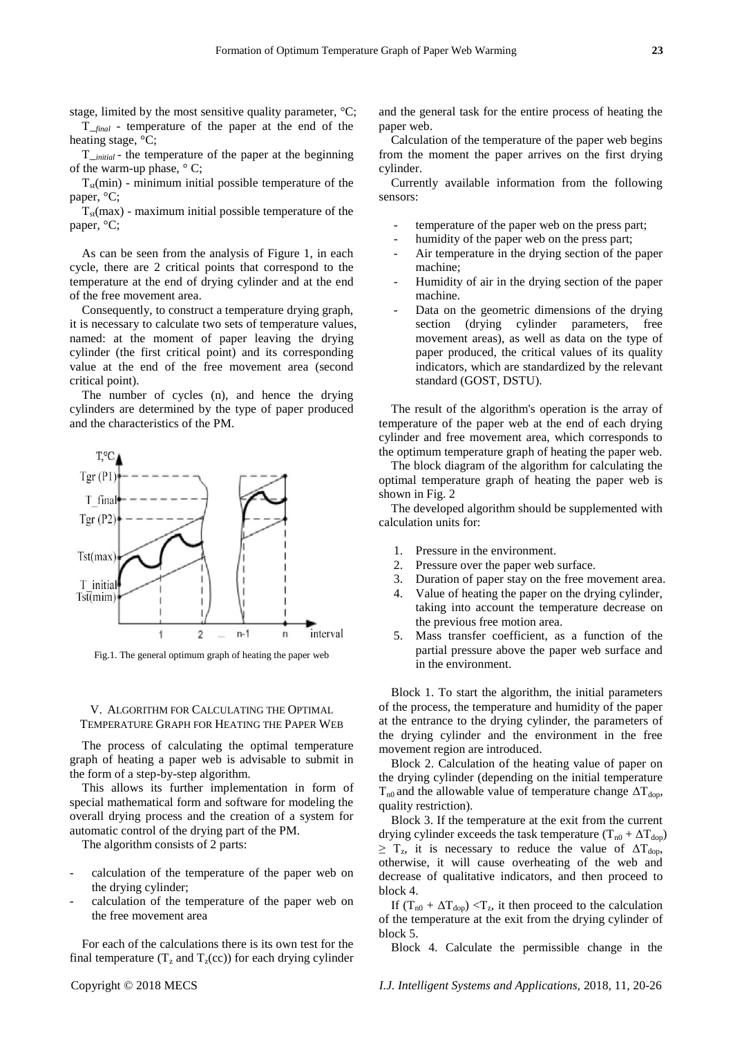stage, limited by the most sensitive quality parameter, °C;

$T\_{final}$ - temperature of the paper at the end of the heating stage, °C;

$T\_{initial}$ - the temperature of the paper at the beginning of the warm-up phase, ° C;

$T_{st}(min)$ - minimum initial possible temperature of the paper, °C;

$T_{st}(max)$ - maximum initial possible temperature of the paper, °C;

As can be seen from the analysis of Figure 1, in each cycle, there are 2 critical points that correspond to the temperature at the end of drying cylinder and at the end of the free movement area.

Consequently, to construct a temperature drying graph, it is necessary to calculate two sets of temperature values, named: at the moment of paper leaving the drying cylinder (the first critical point) and its corresponding value at the end of the free movement area (second critical point).

The number of cycles (n), and hence the drying cylinders are determined by the type of paper produced and the characteristics of the PM.

Fig.1. The general optimum graph of heating the paper web

## V. Algorithm for Calculating the Optimal Temperature Graph for Heating the Paper Web

The process of calculating the optimal temperature graph of heating a paper web is advisable to submit in the form of a step-by-step algorithm.

This allows its further implementation in form of special mathematical form and software for modeling the overall drying process and the creation of a system for automatic control of the drying part of the PM.

The algorithm consists of 2 parts:

- calculation of the temperature of the paper web on the drying cylinder;
- calculation of the temperature of the paper web on the free movement area

For each of the calculations there is its own test for the final temperature ($T_z$ and $T_z(cc)$) for each drying cylinder and the general task for the entire process of heating the paper web.

Calculation of the temperature of the paper web begins from the moment the paper arrives on the first drying cylinder.

Currently available information from the following sensors:

- temperature of the paper web on the press part;
- humidity of the paper web on the press part;
- Air temperature in the drying section of the paper machine;
- Humidity of air in the drying section of the paper machine.
- Data on the geometric dimensions of the drying section (drying cylinder parameters, free movement areas), as well as data on the type of paper produced, the critical values of its quality indicators, which are standardized by the relevant standard (GOST, DSTU).

The result of the algorithm's operation is the array of temperature of the paper web at the end of each drying cylinder and free movement area, which corresponds to the optimum temperature graph of heating the paper web.

The block diagram of the algorithm for calculating the optimal temperature graph of heating the paper web is shown in Fig. 2

The developed algorithm should be supplemented with calculation units for:

1. Pressure in the environment.
2. Pressure over the paper web surface.
3. Duration of paper stay on the free movement area.
4. Value of heating the paper on the drying cylinder, taking into account the temperature decrease on the previous free motion area.
5. Mass transfer coefficient, as a function of the partial pressure above the paper web surface and in the environment.

Block 1. To start the algorithm, the initial parameters of the process, the temperature and humidity of the paper at the entrance to the drying cylinder, the parameters of the drying cylinder and the environment in the free movement region are introduced.

Block 2. Calculation of the heating value of paper on the drying cylinder (depending on the initial temperature $T_{n0}$ and the allowable value of temperature change $\Delta T_{dop}$, quality restriction).

Block 3. If the temperature at the exit from the current drying cylinder exceeds the task temperature $(T_{n0} + \Delta T_{dop}) \geq T_z$, it is necessary to reduce the value of $\Delta T_{dop}$, otherwise, it will cause overheating of the web and decrease of qualitative indicators, and then proceed to block 4.

If $(T_{n0} + \Delta T_{dop}) < T_z$, it then proceed to the calculation of the temperature at the exit from the drying cylinder of block 5.

Block 4. Calculate the permissible change in the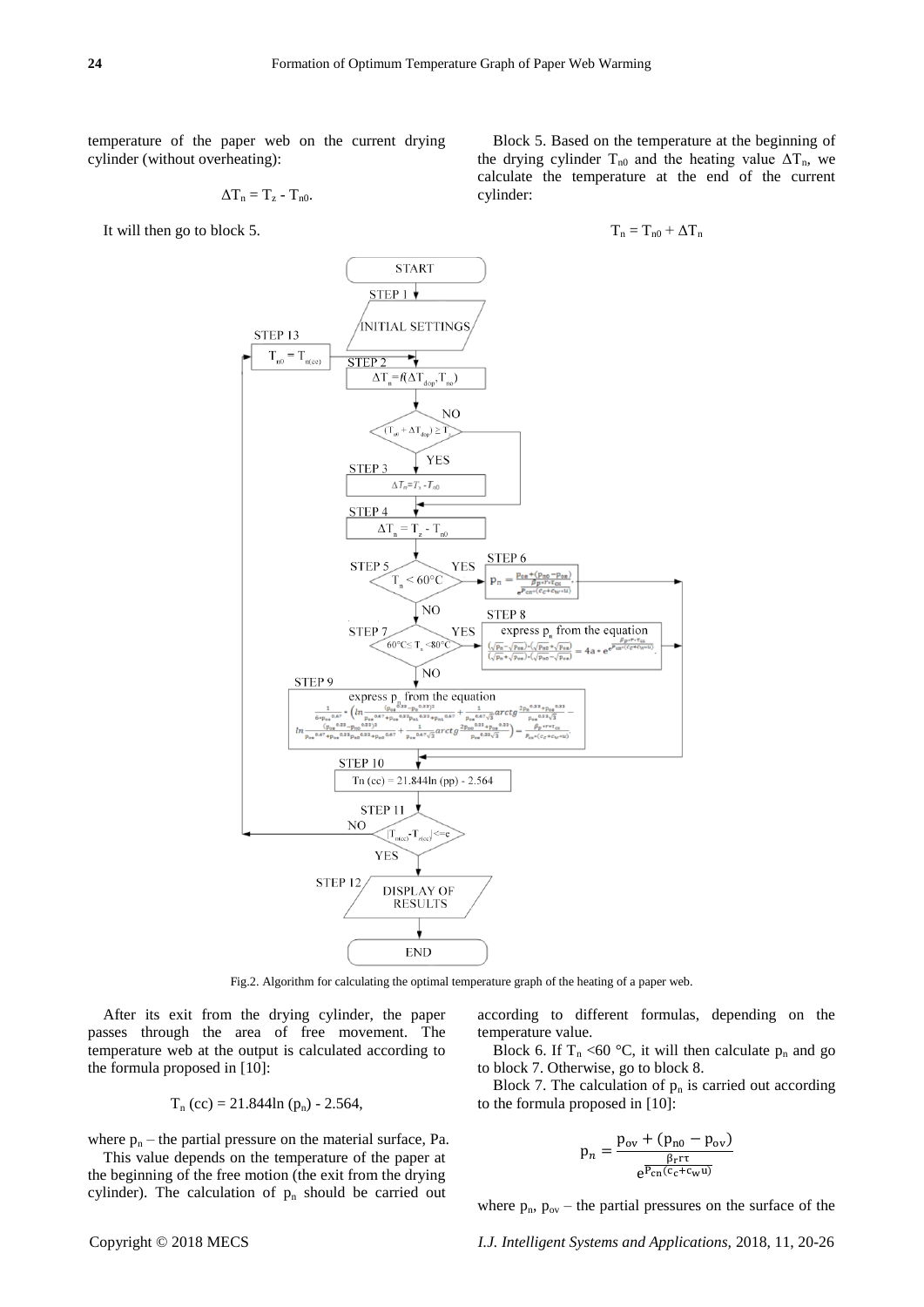temperature of the paper web on the current drying cylinder (without overheating):

$$\Delta T_n = T_z - T_{n0}.$$

It will then go to block 5.

Block 5. Based on the temperature at the beginning of the drying cylinder $T_{n0}$ and the heating value $\Delta T_n$, we calculate the temperature at the end of the current cylinder:

$$T_n = T_{n0} + \Delta T_n$$

Fig.2. Algorithm for calculating the optimal temperature graph of the heating of a paper web.

After its exit from the drying cylinder, the paper passes through the area of free movement. The temperature web at the output is calculated according to the formula proposed in [10]:

$$T_n\,(cc) = 21.844\ln(p_n) - 2.564,$$

where $p_n$ – the partial pressure on the material surface, Pa.

This value depends on the temperature of the paper at the beginning of the free motion (the exit from the drying cylinder). The calculation of $p_n$ should be carried out according to different formulas, depending on the temperature value.

Block 6. If $T_n$ <60 °C, it will then calculate $p_n$ and go to block 7. Otherwise, go to block 8.

Block 7. The calculation of $p_n$ is carried out according to the formula proposed in [10]:

$$p_n = \frac{p_{ov} + (p_{n0} - p_{ov})}{e^{\frac{\beta_r r \tau}{P_{cn}(c_c + c_w u)}}}$$

where $p_n$, $p_{ov}$ – the partial pressures on the surface of the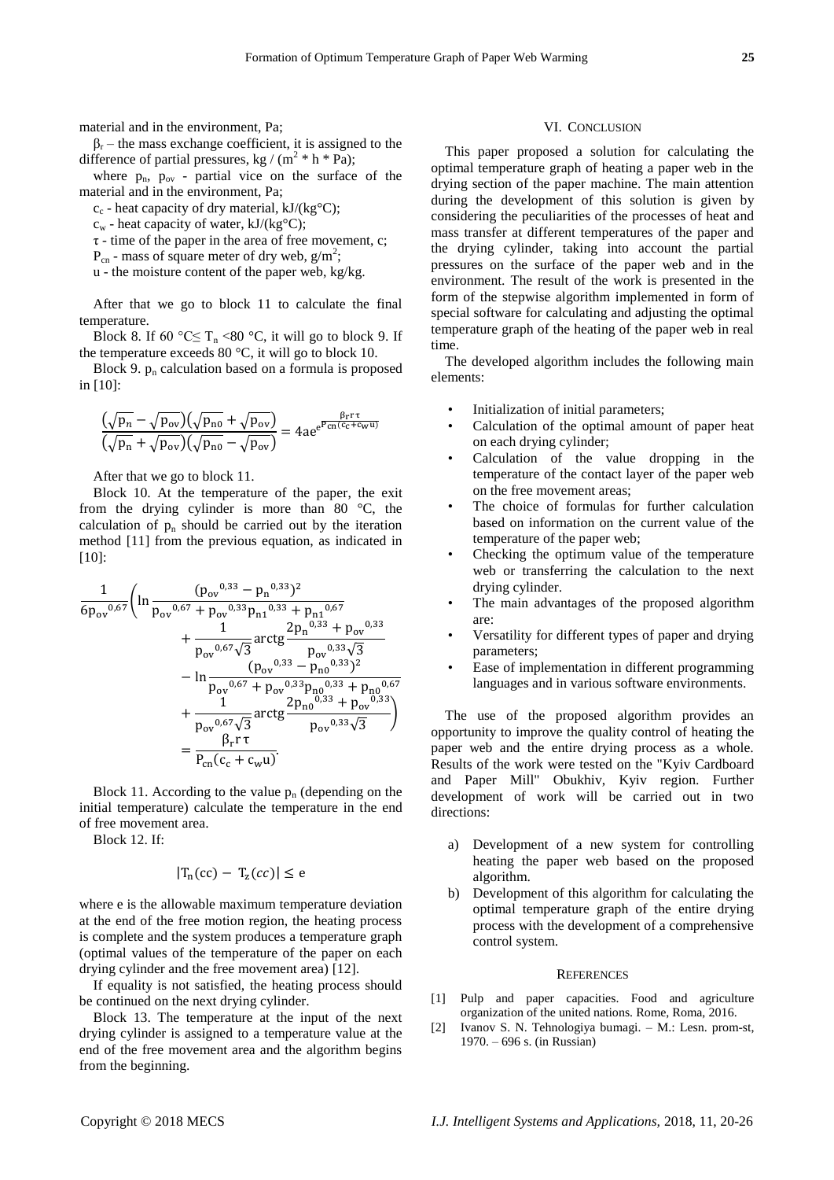material and in the environment, Pa;

$\beta_r$ – the mass exchange coefficient, it is assigned to the difference of partial pressures, kg / (m$^2$ * h * Pa);

where $p_n$, $p_{ov}$ - partial vice on the surface of the material and in the environment, Pa;

$c_c$ - heat capacity of dry material, kJ/(kg°C);

$c_w$ - heat capacity of water, kJ/(kg°C);

$\tau$ - time of the paper in the area of free movement, c;

$P_{cn}$ - mass of square meter of dry web, g/m$^2$;

u - the moisture content of the paper web, kg/kg.

After that we go to block 11 to calculate the final temperature.

Block 8. If 60 °C≤ $T_n$ <80 °C, it will go to block 9. If the temperature exceeds 80 °C, it will go to block 10.

Block 9. $p_n$ calculation based on a formula is proposed in [10]:

$$\frac{\left(\sqrt{p_n}-\sqrt{p_{ov}}\right)\left(\sqrt{p_{n0}}+\sqrt{p_{ov}}\right)}{\left(\sqrt{p_n}+\sqrt{p_{ov}}\right)\left(\sqrt{p_{n0}}-\sqrt{p_{ov}}\right)}=4ae^{e^{\frac{\beta_r r \tau}{P_{cn}(c_c+c_w u)}}}$$

After that we go to block 11.

Block 10. At the temperature of the paper, the exit from the drying cylinder is more than 80 °C, the calculation of $p_n$ should be carried out by the iteration method [11] from the previous equation, as indicated in [10]:

$$\frac{1}{6{p_{ov}}^{0,67}}\left(\ln\frac{({p_{ov}}^{0,33}-{p_n}^{0,33})^2}{{p_{ov}}^{0,67}+{p_{ov}}^{0,33}{p_{n1}}^{0,33}+{p_{n1}}^{0,67}}+\frac{1}{{p_{ov}}^{0,67}\sqrt{3}}\operatorname{arctg}\frac{2{p_n}^{0,33}+{p_{ov}}^{0,33}}{{p_{ov}}^{0,33}\sqrt{3}}-\ln\frac{({p_{ov}}^{0,33}-{p_{n0}}^{0,33})^2}{{p_{ov}}^{0,67}+{p_{ov}}^{0,33}{p_{n0}}^{0,33}+{p_{n0}}^{0,67}}+\frac{1}{{p_{ov}}^{0,67}\sqrt{3}}\operatorname{arctg}\frac{2{p_{n0}}^{0,33}+{p_{ov}}^{0,33}}{{p_{ov}}^{0,33}\sqrt{3}}\right)=\frac{\beta_r r\tau}{P_{cn}(c_c+c_w u)}.$$

Block 11. According to the value $p_n$ (depending on the initial temperature) calculate the temperature in the end of free movement area.

Block 12. If:

$$|T_n(cc)-T_z(cc)|\leq e$$

where e is the allowable maximum temperature deviation at the end of the free motion region, the heating process is complete and the system produces a temperature graph (optimal values of the temperature of the paper on each drying cylinder and the free movement area) [12].

If equality is not satisfied, the heating process should be continued on the next drying cylinder.

Block 13. The temperature at the input of the next drying cylinder is assigned to a temperature value at the end of the free movement area and the algorithm begins from the beginning.

## VI. Conclusion

This paper proposed a solution for calculating the optimal temperature graph of heating a paper web in the drying section of the paper machine. The main attention during the development of this solution is given by considering the peculiarities of the processes of heat and mass transfer at different temperatures of the paper and the drying cylinder, taking into account the partial pressures on the surface of the paper web and in the environment. The result of the work is presented in the form of the stepwise algorithm implemented in form of special software for calculating and adjusting the optimal temperature graph of the heating of the paper web in real time.

The developed algorithm includes the following main elements:

- Initialization of initial parameters;
- Calculation of the optimal amount of paper heat on each drying cylinder;
- Calculation of the value dropping in the temperature of the contact layer of the paper web on the free movement areas;
- The choice of formulas for further calculation based on information on the current value of the temperature of the paper web;
- Checking the optimum value of the temperature web or transferring the calculation to the next drying cylinder.
- The main advantages of the proposed algorithm are:
- Versatility for different types of paper and drying parameters;
- Ease of implementation in different programming languages and in various software environments.

The use of the proposed algorithm provides an opportunity to improve the quality control of heating the paper web and the entire drying process as a whole. Results of the work were tested on the "Kyiv Cardboard and Paper Mill" Obukhiv, Kyiv region. Further development of work will be carried out in two directions:

a) Development of a new system for controlling heating the paper web based on the proposed algorithm.
b) Development of this algorithm for calculating the optimal temperature graph of the entire drying process with the development of a comprehensive control system.

## References

[1] Pulp and paper capacities. Food and agriculture organization of the united nations. Rome, Roma, 2016.

[2] Ivanov S. N. Tehnologiya bumagi. – M.: Lesn. prom-st, 1970. – 696 s. (in Russian)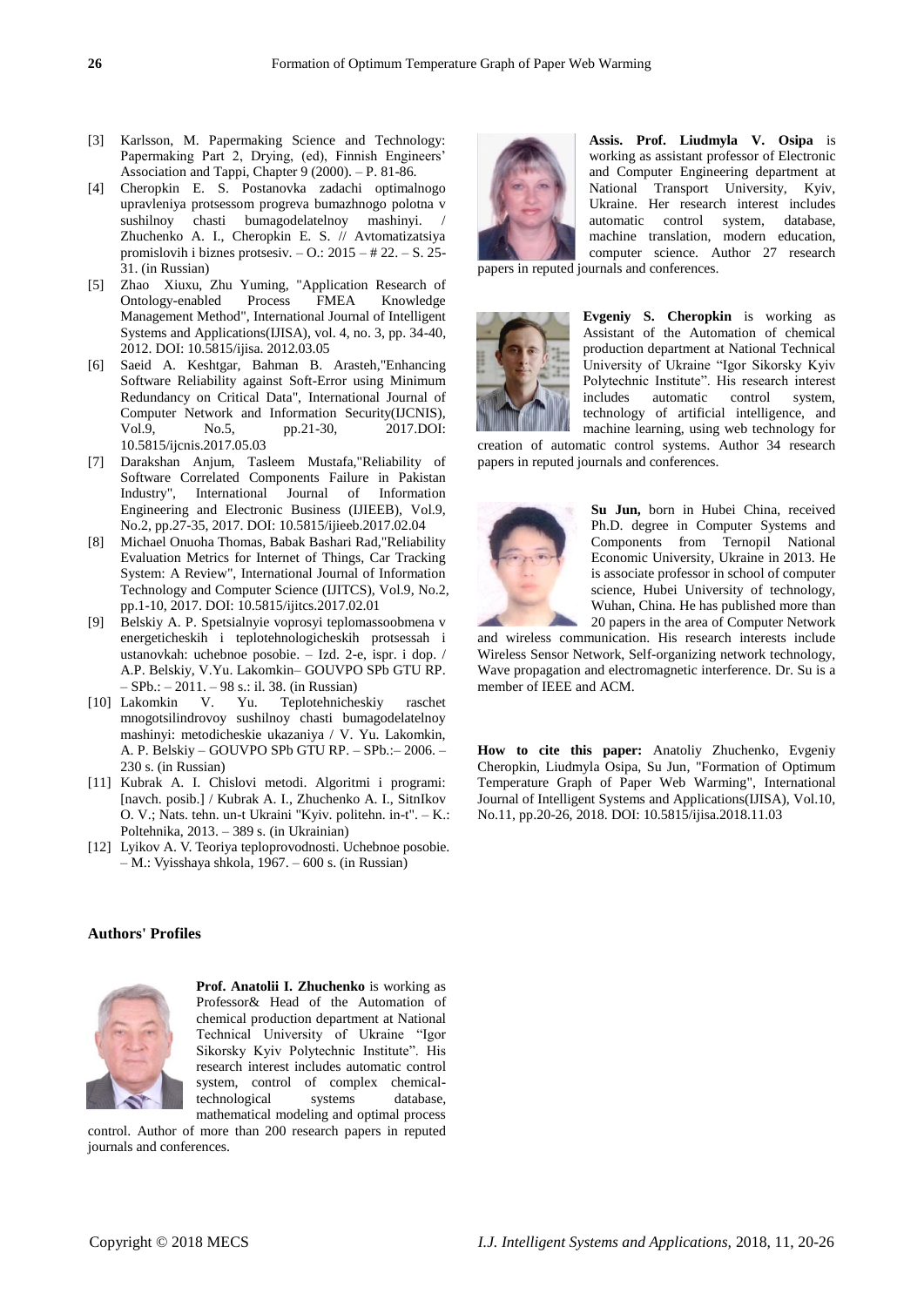[3] Karlsson, M. Papermaking Science and Technology: Papermaking Part 2, Drying, (ed), Finnish Engineers' Association and Tappi, Chapter 9 (2000). – P. 81-86.

[4] Cheropkin E. S. Postanovka zadachi optimalnogo upravleniya protsessom progreva bumazhnogo polotna v sushilnoy chasti bumagodelatelnoy mashinyi. / Zhuchenko A. I., Cheropkin E. S. // Avtomatizatsiya promislovih i biznes protsesiv. – O.: 2015 – # 22. – S. 25-31. (in Russian)

[5] Zhao Xiuxu, Zhu Yuming, "Application Research of Ontology-enabled Process FMEA Knowledge Management Method", International Journal of Intelligent Systems and Applications(IJISA), vol. 4, no. 3, pp. 34-40, 2012. DOI: 10.5815/ijisa. 2012.03.05

[6] Saeid A. Keshtgar, Bahman B. Arasteh,"Enhancing Software Reliability against Soft-Error using Minimum Redundancy on Critical Data", International Journal of Computer Network and Information Security(IJCNIS), Vol.9, No.5, pp.21-30, 2017.DOI: 10.5815/ijcnis.2017.05.03

[7] Darakshan Anjum, Tasleem Mustafa,"Reliability of Software Correlated Components Failure in Pakistan Industry", International Journal of Information Engineering and Electronic Business (IJIEEB), Vol.9, No.2, pp.27-35, 2017. DOI: 10.5815/ijieeb.2017.02.04

[8] Michael Onuoha Thomas, Babak Bashari Rad,"Reliability Evaluation Metrics for Internet of Things, Car Tracking System: A Review", International Journal of Information Technology and Computer Science (IJITCS), Vol.9, No.2, pp.1-10, 2017. DOI: 10.5815/ijitcs.2017.02.01

[9] Belskiy A. P. Spetsialnyie voprosyi teplomassoobmena v energeticheskih i teplotehnologicheskih protsessah i ustanovkah: uchebnoe posobie. – Izd. 2-e, ispr. i dop. / A.P. Belskiy, V.Yu. Lakomkin– GOUVPO SPb GTU RP. – SPb.: – 2011. – 98 s.: il. 38. (in Russian)

[10] Lakomkin V. Yu. Teplotehnicheskiy raschet mnogotsilindrovoy sushilnoy chasti bumagodelatelnoy mashinyi: metodicheskie ukazaniya / V. Yu. Lakomkin, A. P. Belskiy – GOUVPO SPb GTU RP. – SPb.:– 2006. – 230 s. (in Russian)

[11] Kubrak A. I. Chislovi metodi. Algoritmi i programi: [navch. posib.] / Kubrak A. I., Zhuchenko A. I., SitnIkov O. V.; Nats. tehn. un-t Ukraini "Kyiv. politehn. in-t". – K.: Poltehnika, 2013. – 389 s. (in Ukrainian)

[12] Lyikov A. V. Teoriya teploprovodnosti. Uchebnoe posobie. – M.: Vyisshaya shkola, 1967. – 600 s. (in Russian)

## Authors' Profiles

**Prof. Anatolii I. Zhuchenko** is working as Professor& Head of the Automation of chemical production department at National Technical University of Ukraine "Igor Sikorsky Kyiv Polytechnic Institute". His research interest includes automatic control system, control of complex chemical-technological systems database, mathematical modeling and optimal process control. Author of more than 200 research papers in reputed journals and conferences.

**Assis. Prof. Liudmyla V. Osipa** is working as assistant professor of Electronic and Computer Engineering department at National Transport University, Kyiv, Ukraine. Her research interest includes automatic control system, database, machine translation, modern education, computer science. Author 27 research papers in reputed journals and conferences.

**Evgeniy S. Cheropkin** is working as Assistant of the Automation of chemical production department at National Technical University of Ukraine "Igor Sikorsky Kyiv Polytechnic Institute". His research interest includes automatic control system, technology of artificial intelligence, and machine learning, using web technology for creation of automatic control systems. Author 34 research papers in reputed journals and conferences.

**Su Jun,** born in Hubei China, received Ph.D. degree in Computer Systems and Components from Ternopil National Economic University, Ukraine in 2013. He is associate professor in school of computer science, Hubei University of technology, Wuhan, China. He has published more than 20 papers in the area of Computer Network and wireless communication. His research interests include Wireless Sensor Network, Self-organizing network technology, Wave propagation and electromagnetic interference. Dr. Su is a member of IEEE and ACM.

**How to cite this paper:** Anatoliy Zhuchenko, Evgeniy Cheropkin, Liudmyla Osipa, Su Jun, "Formation of Optimum Temperature Graph of Paper Web Warming", International Journal of Intelligent Systems and Applications(IJISA), Vol.10, No.11, pp.20-26, 2018. DOI: 10.5815/ijisa.2018.11.03